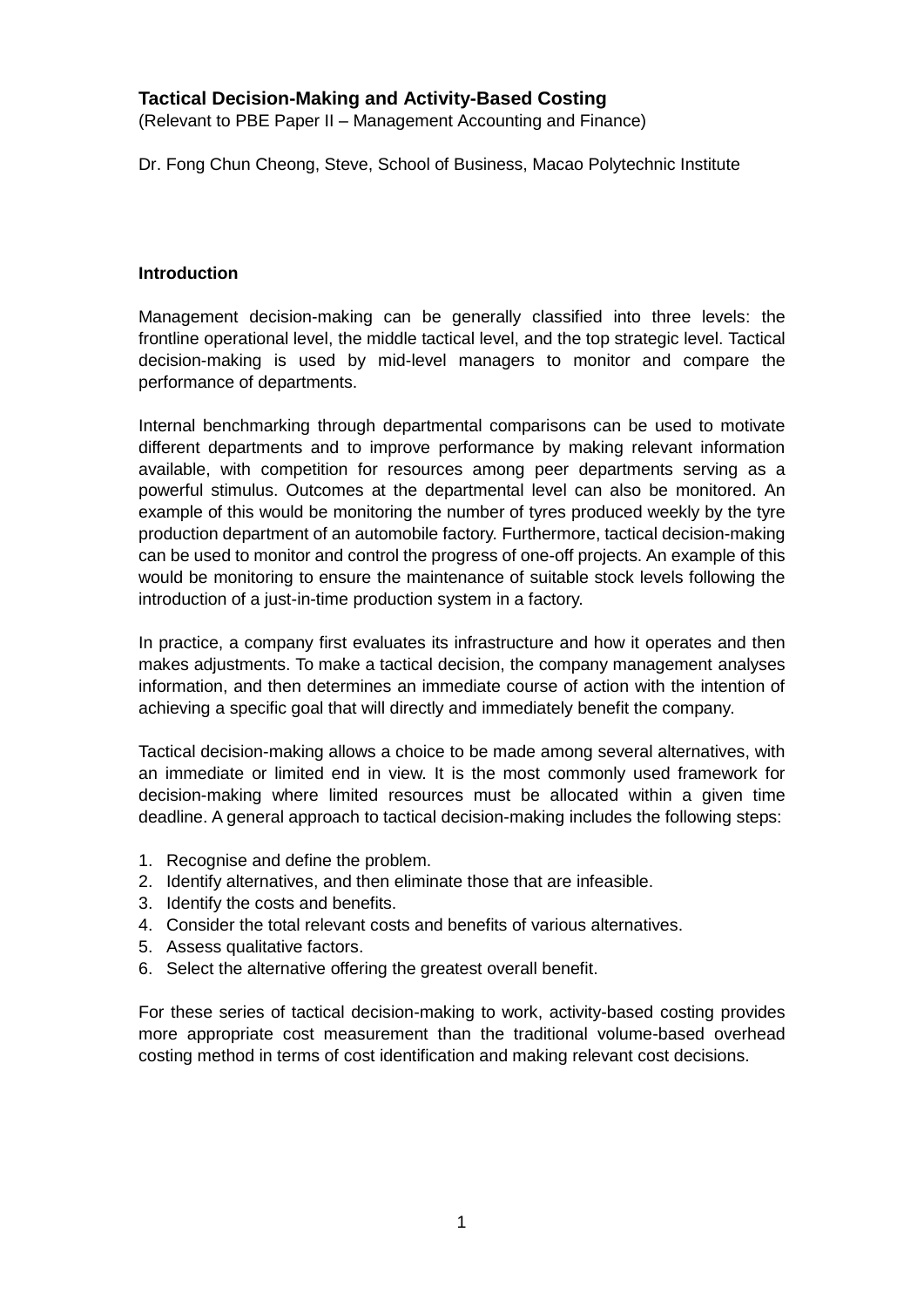# Tactical Decision-Making and Activity-Based Costing

(Relevant to PBE Paper II – Management Accounting and Finance)

Dr. Fong Chun Cheong, Steve, School of Business, Macao Polytechnic Institute

## Introduction

Management decision-making can be generally classified into three levels: the frontline operational level, the middle tactical level, and the top strategic level. Tactical decision-making is used by mid-level managers to monitor and compare the performance of departments.

Internal benchmarking through departmental comparisons can be used to motivate different departments and to improve performance by making relevant information available, with competition for resources among peer departments serving as a powerful stimulus. Outcomes at the departmental level can also be monitored. An example of this would be monitoring the number of tyres produced weekly by the tyre production department of an automobile factory. Furthermore, tactical decision-making can be used to monitor and control the progress of one-off projects. An example of this would be monitoring to ensure the maintenance of suitable stock levels following the introduction of a just-in-time production system in a factory.

In practice, a company first evaluates its infrastructure and how it operates and then makes adjustments. To make a tactical decision, the company management analyses information, and then determines an immediate course of action with the intention of achieving a specific goal that will directly and immediately benefit the company.

Tactical decision-making allows a choice to be made among several alternatives, with an immediate or limited end in view. It is the most commonly used framework for decision-making where limited resources must be allocated within a given time deadline. A general approach to tactical decision-making includes the following steps:

1. Recognise and define the problem.
2. Identify alternatives, and then eliminate those that are infeasible.
3. Identify the costs and benefits.
4. Consider the total relevant costs and benefits of various alternatives.
5. Assess qualitative factors.
6. Select the alternative offering the greatest overall benefit.

For these series of tactical decision-making to work, activity-based costing provides more appropriate cost measurement than the traditional volume-based overhead costing method in terms of cost identification and making relevant cost decisions.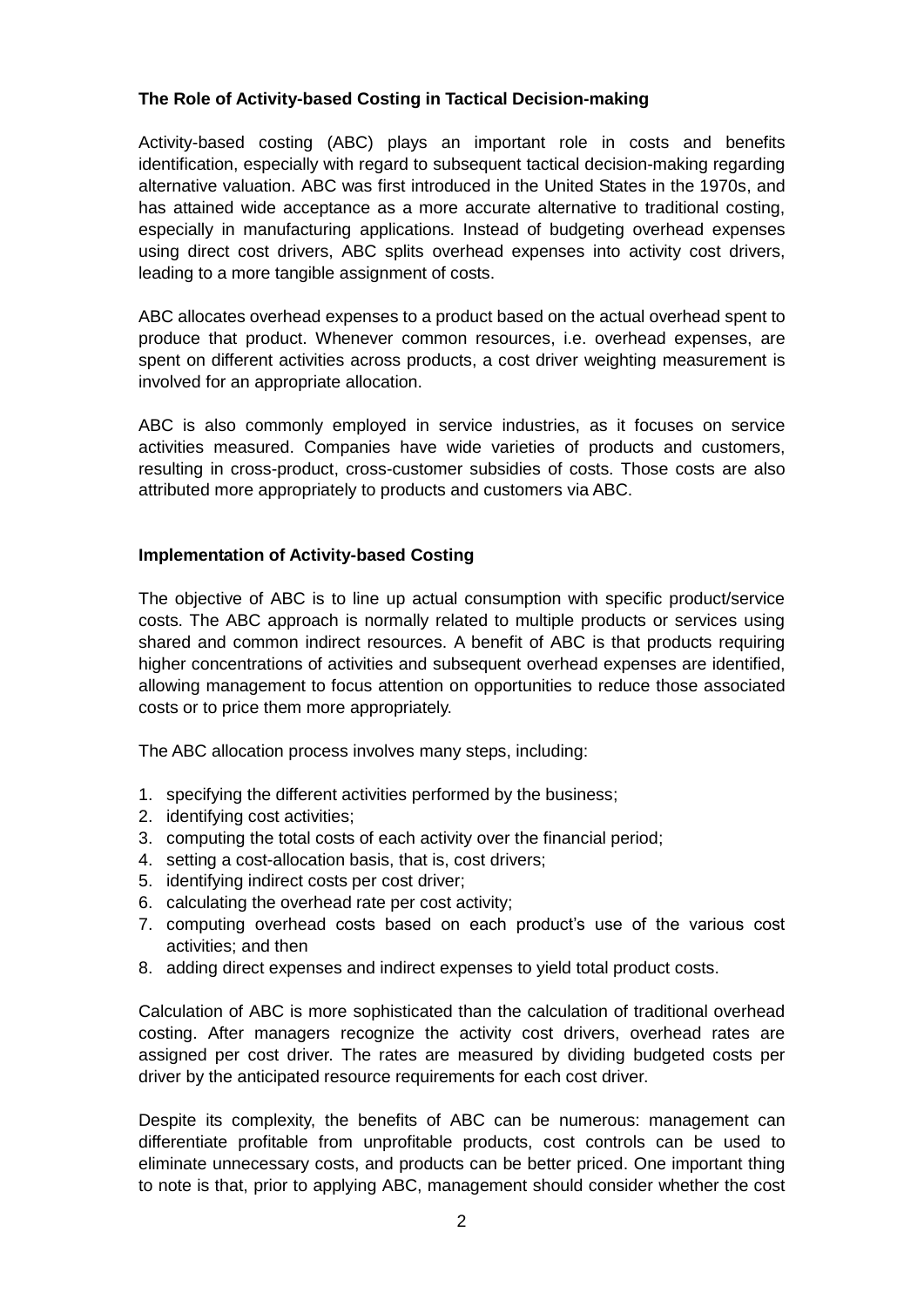**The Role of Activity-based Costing in Tactical Decision-making**

Activity-based costing (ABC) plays an important role in costs and benefits identification, especially with regard to subsequent tactical decision-making regarding alternative valuation. ABC was first introduced in the United States in the 1970s, and has attained wide acceptance as a more accurate alternative to traditional costing, especially in manufacturing applications. Instead of budgeting overhead expenses using direct cost drivers, ABC splits overhead expenses into activity cost drivers, leading to a more tangible assignment of costs.

ABC allocates overhead expenses to a product based on the actual overhead spent to produce that product. Whenever common resources, i.e. overhead expenses, are spent on different activities across products, a cost driver weighting measurement is involved for an appropriate allocation.

ABC is also commonly employed in service industries, as it focuses on service activities measured. Companies have wide varieties of products and customers, resulting in cross-product, cross-customer subsidies of costs. Those costs are also attributed more appropriately to products and customers via ABC.

**Implementation of Activity-based Costing**

The objective of ABC is to line up actual consumption with specific product/service costs. The ABC approach is normally related to multiple products or services using shared and common indirect resources. A benefit of ABC is that products requiring higher concentrations of activities and subsequent overhead expenses are identified, allowing management to focus attention on opportunities to reduce those associated costs or to price them more appropriately.

The ABC allocation process involves many steps, including:

1. specifying the different activities performed by the business;
2. identifying cost activities;
3. computing the total costs of each activity over the financial period;
4. setting a cost-allocation basis, that is, cost drivers;
5. identifying indirect costs per cost driver;
6. calculating the overhead rate per cost activity;
7. computing overhead costs based on each product's use of the various cost activities; and then
8. adding direct expenses and indirect expenses to yield total product costs.

Calculation of ABC is more sophisticated than the calculation of traditional overhead costing. After managers recognize the activity cost drivers, overhead rates are assigned per cost driver. The rates are measured by dividing budgeted costs per driver by the anticipated resource requirements for each cost driver.

Despite its complexity, the benefits of ABC can be numerous: management can differentiate profitable from unprofitable products, cost controls can be used to eliminate unnecessary costs, and products can be better priced. One important thing to note is that, prior to applying ABC, management should consider whether the cost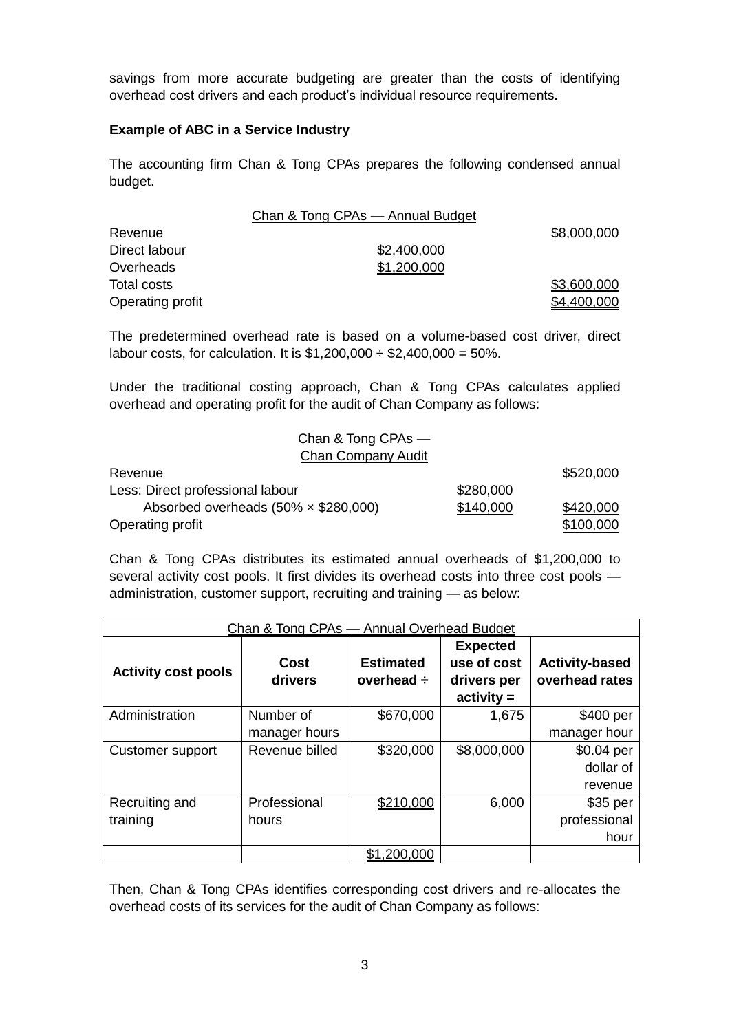savings from more accurate budgeting are greater than the costs of identifying overhead cost drivers and each product's individual resource requirements.

**Example of ABC in a Service Industry**

The accounting firm Chan & Tong CPAs prepares the following condensed annual budget.

| Chan & Tong CPAs — Annual Budget | | |
|---|---|---|
| Revenue | | \$8,000,000 |
| Direct labour | \$2,400,000 | |
| Overheads | \$1,200,000 | |
| Total costs | | \$3,600,000 |
| Operating profit | | \$4,400,000 |

The predetermined overhead rate is based on a volume-based cost driver, direct labour costs, for calculation. It is \$1,200,000 ÷ \$2,400,000 = 50%.

Under the traditional costing approach, Chan & Tong CPAs calculates applied overhead and operating profit for the audit of Chan Company as follows:

| Chan & Tong CPAs — Chan Company Audit | | |
|---|---|---|
| Revenue | | \$520,000 |
| Less: Direct professional labour | \$280,000 | |
| Absorbed overheads (50% × \$280,000) | \$140,000 | \$420,000 |
| Operating profit | | \$100,000 |

Chan & Tong CPAs distributes its estimated annual overheads of \$1,200,000 to several activity cost pools. It first divides its overhead costs into three cost pools — administration, customer support, recruiting and training — as below:

| Chan & Tong CPAs — Annual Overhead Budget | | | | |
|---|---|---|---|---|
| **Activity cost pools** | **Cost drivers** | **Estimated overhead ÷** | **Expected use of cost drivers per activity =** | **Activity-based overhead rates** |
| Administration | Number of manager hours | \$670,000 | 1,675 | \$400 per manager hour |
| Customer support | Revenue billed | \$320,000 | \$8,000,000 | \$0.04 per dollar of revenue |
| Recruiting and training | Professional hours | \$210,000 | 6,000 | \$35 per professional hour |
| | | \$1,200,000 | | |

Then, Chan & Tong CPAs identifies corresponding cost drivers and re-allocates the overhead costs of its services for the audit of Chan Company as follows: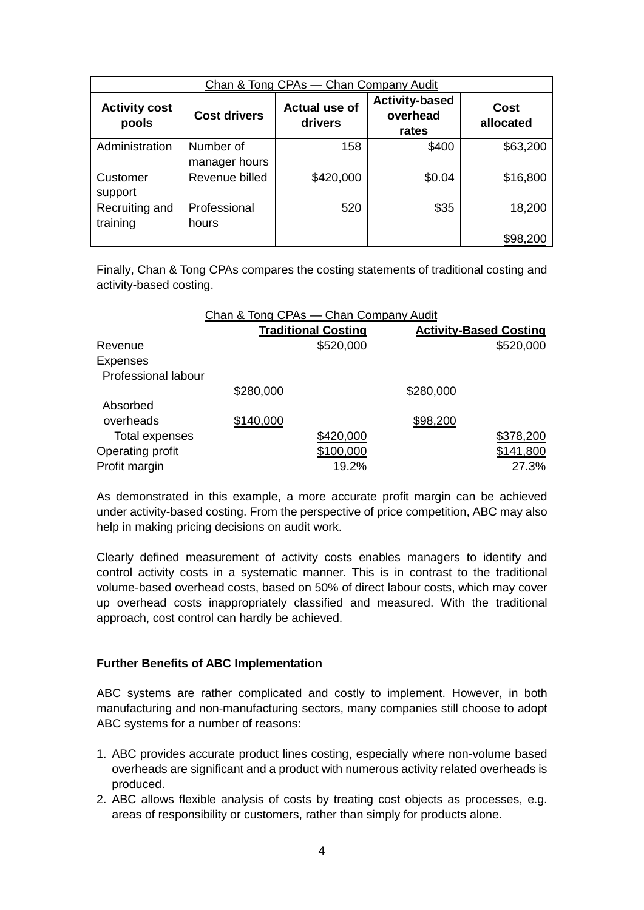| Chan & Tong CPAs — Chan Company Audit | | | | |
|---|---|---|---|---|
| **Activity cost pools** | **Cost drivers** | **Actual use of drivers** | **Activity-based overhead rates** | **Cost allocated** |
| Administration | Number of manager hours | 158 | $400 | $63,200 |
| Customer support | Revenue billed | $420,000 | $0.04 | $16,800 |
| Recruiting and training | Professional hours | 520 | $35 | 18,200 |
| | | | | $98,200 |

Finally, Chan & Tong CPAs compares the costing statements of traditional costing and activity-based costing.

| Chan & Tong CPAs — Chan Company Audit | | | | |
|---|---|---|---|---|
| | **Traditional Costing** | | **Activity-Based Costing** | |
| Revenue | | $520,000 | | $520,000 |
| Expenses | | | | |
| Professional labour | $280,000 | | $280,000 | |
| Absorbed overheads | $140,000 | | $98,200 | |
| Total expenses | | $420,000 | | $378,200 |
| Operating profit | | $100,000 | | $141,800 |
| Profit margin | | 19.2% | | 27.3% |

As demonstrated in this example, a more accurate profit margin can be achieved under activity-based costing. From the perspective of price competition, ABC may also help in making pricing decisions on audit work.

Clearly defined measurement of activity costs enables managers to identify and control activity costs in a systematic manner. This is in contrast to the traditional volume-based overhead costs, based on 50% of direct labour costs, which may cover up overhead costs inappropriately classified and measured. With the traditional approach, cost control can hardly be achieved.

**Further Benefits of ABC Implementation**

ABC systems are rather complicated and costly to implement. However, in both manufacturing and non-manufacturing sectors, many companies still choose to adopt ABC systems for a number of reasons:

1. ABC provides accurate product lines costing, especially where non-volume based overheads are significant and a product with numerous activity related overheads is produced.
2. ABC allows flexible analysis of costs by treating cost objects as processes, e.g. areas of responsibility or customers, rather than simply for products alone.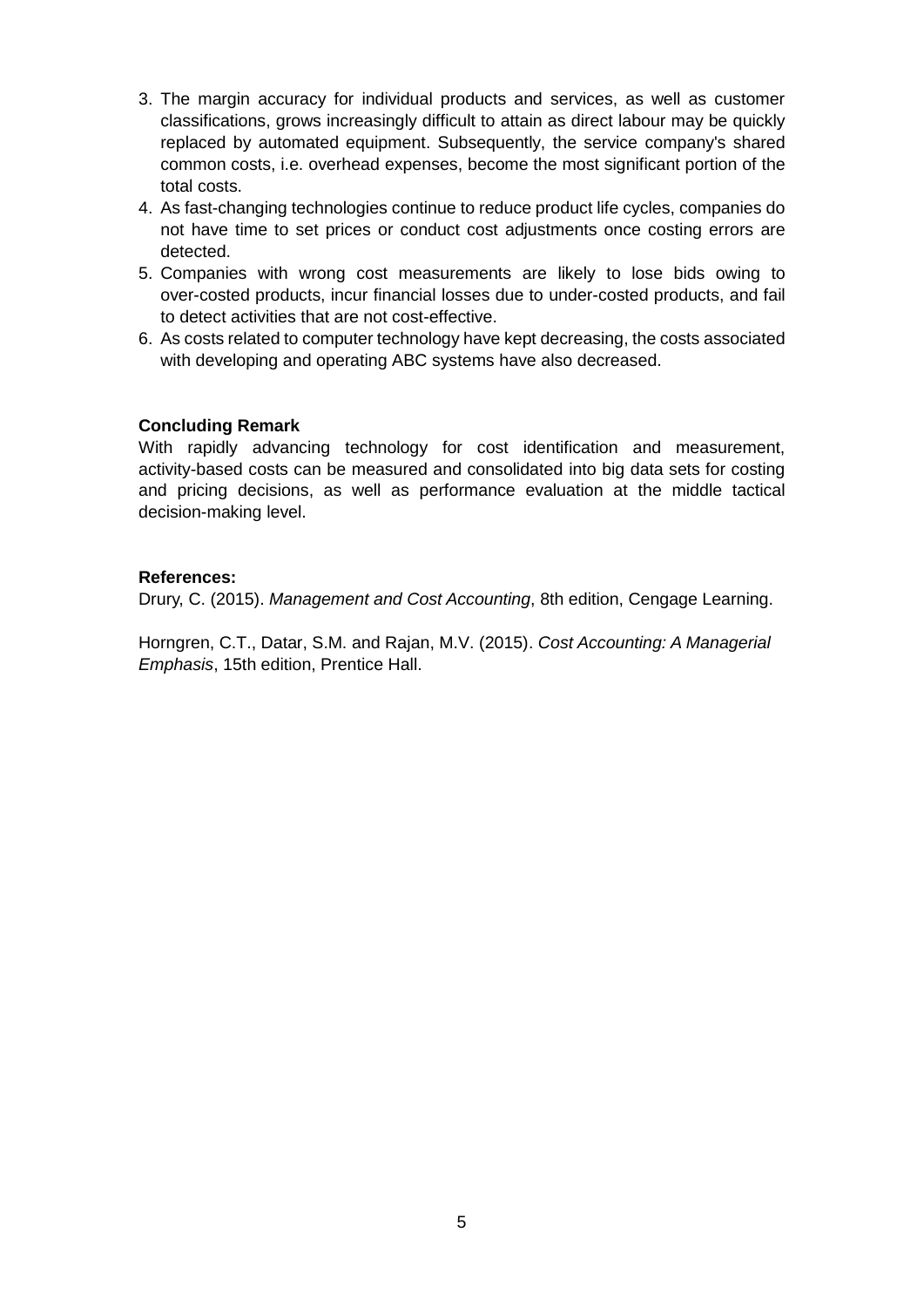3. The margin accuracy for individual products and services, as well as customer classifications, grows increasingly difficult to attain as direct labour may be quickly replaced by automated equipment. Subsequently, the service company's shared common costs, i.e. overhead expenses, become the most significant portion of the total costs.
4. As fast-changing technologies continue to reduce product life cycles, companies do not have time to set prices or conduct cost adjustments once costing errors are detected.
5. Companies with wrong cost measurements are likely to lose bids owing to over-costed products, incur financial losses due to under-costed products, and fail to detect activities that are not cost-effective.
6. As costs related to computer technology have kept decreasing, the costs associated with developing and operating ABC systems have also decreased.

**Concluding Remark**

With rapidly advancing technology for cost identification and measurement, activity-based costs can be measured and consolidated into big data sets for costing and pricing decisions, as well as performance evaluation at the middle tactical decision-making level.

**References:**

Drury, C. (2015). *Management and Cost Accounting*, 8th edition, Cengage Learning.

Horngren, C.T., Datar, S.M. and Rajan, M.V. (2015). *Cost Accounting: A Managerial Emphasis*, 15th edition, Prentice Hall.